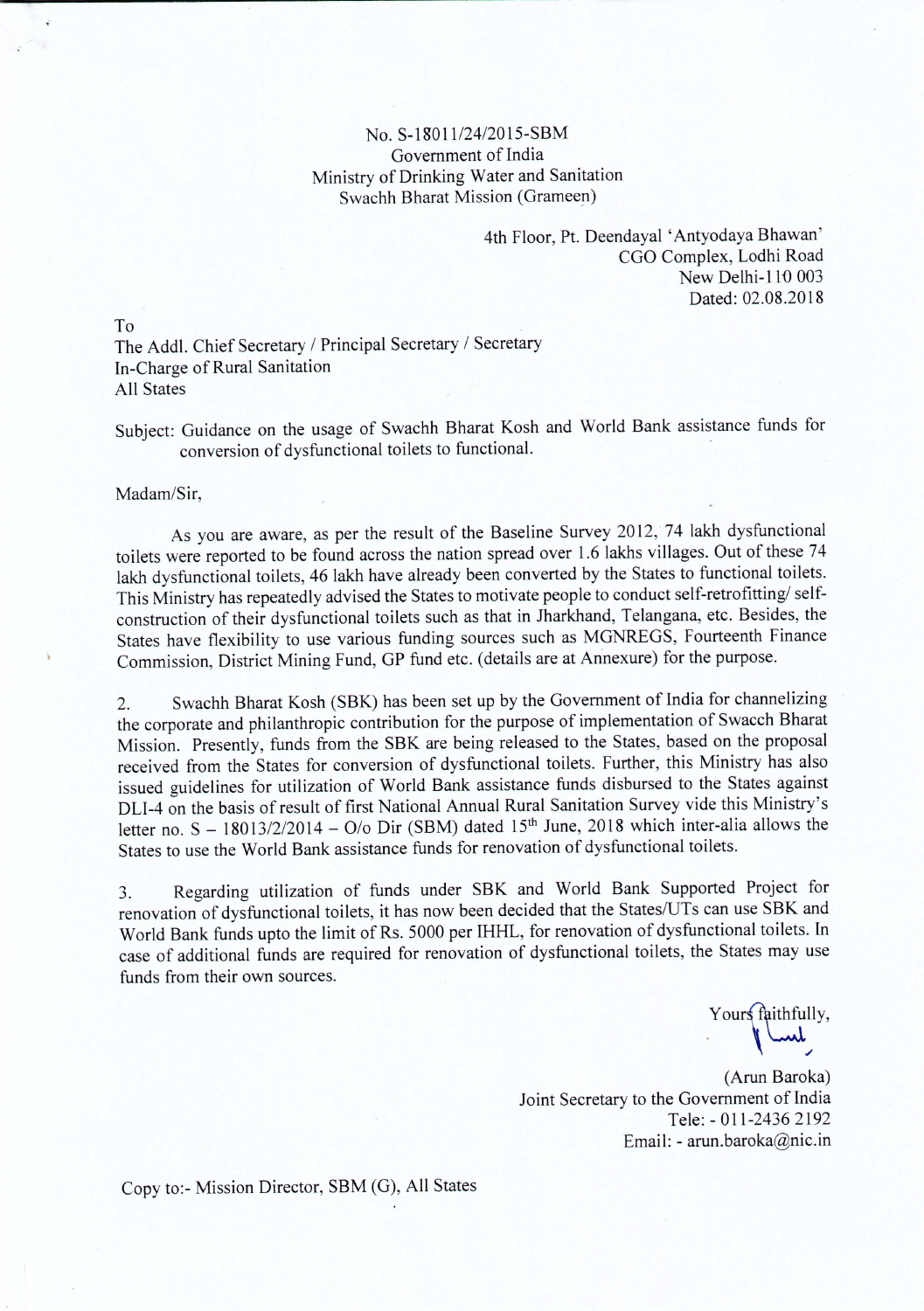No. S-18011/24/2015-SBM
Government of India
Ministry of Drinking Water and Sanitation
Swachh Bharat Mission (Grameen)

4th Floor, Pt. Deendayal 'Antyodaya Bhawan'
CGO Complex, Lodhi Road
New Delhi-110 003
Dated: 02.08.2018

To
The Addl. Chief Secretary / Principal Secretary / Secretary
In-Charge of Rural Sanitation
All States

Subject: Guidance on the usage of Swachh Bharat Kosh and World Bank assistance funds for conversion of dysfunctional toilets to functional.

Madam/Sir,

As you are aware, as per the result of the Baseline Survey 2012, 74 lakh dysfunctional toilets were reported to be found across the nation spread over 1.6 lakhs villages. Out of these 74 lakh dysfunctional toilets, 46 lakh have already been converted by the States to functional toilets. This Ministry has repeatedly advised the States to motivate people to conduct self-retrofitting/ self-construction of their dysfunctional toilets such as that in Jharkhand, Telangana, etc. Besides, the States have flexibility to use various funding sources such as MGNREGS, Fourteenth Finance Commission, District Mining Fund, GP fund etc. (details are at Annexure) for the purpose.

2. Swachh Bharat Kosh (SBK) has been set up by the Government of India for channelizing the corporate and philanthropic contribution for the purpose of implementation of Swacch Bharat Mission. Presently, funds from the SBK are being released to the States, based on the proposal received from the States for conversion of dysfunctional toilets. Further, this Ministry has also issued guidelines for utilization of World Bank assistance funds disbursed to the States against DLI-4 on the basis of result of first National Annual Rural Sanitation Survey vide this Ministry's letter no. S – 18013/2/2014 – O/o Dir (SBM) dated 15th June, 2018 which inter-alia allows the States to use the World Bank assistance funds for renovation of dysfunctional toilets.

3. Regarding utilization of funds under SBK and World Bank Supported Project for renovation of dysfunctional toilets, it has now been decided that the States/UTs can use SBK and World Bank funds upto the limit of Rs. 5000 per IHHL, for renovation of dysfunctional toilets. In case of additional funds are required for renovation of dysfunctional toilets, the States may use funds from their own sources.

Yours faithfully,

(Arun Baroka)
Joint Secretary to the Government of India
Tele: - 011-2436 2192
Email: - arun.baroka@nic.in

Copy to:- Mission Director, SBM (G), All States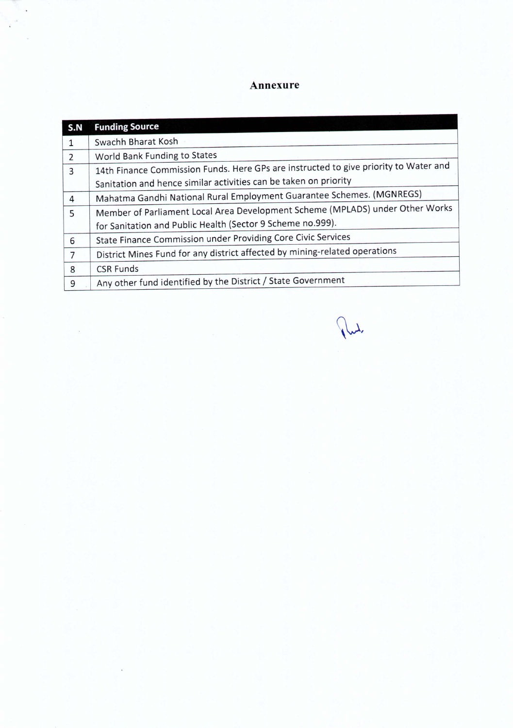# Annexure

| S.N | Funding Source |
| --- | --- |
| 1 | Swachh Bharat Kosh |
| 2 | World Bank Funding to States |
| 3 | 14th Finance Commission Funds. Here GPs are instructed to give priority to Water and Sanitation and hence similar activities can be taken on priority |
| 4 | Mahatma Gandhi National Rural Employment Guarantee Schemes. (MGNREGS) |
| 5 | Member of Parliament Local Area Development Scheme (MPLADS) under Other Works for Sanitation and Public Health (Sector 9 Scheme no.999). |
| 6 | State Finance Commission under Providing Core Civic Services |
| 7 | District Mines Fund for any district affected by mining-related operations |
| 8 | CSR Funds |
| 9 | Any other fund identified by the District / State Government |